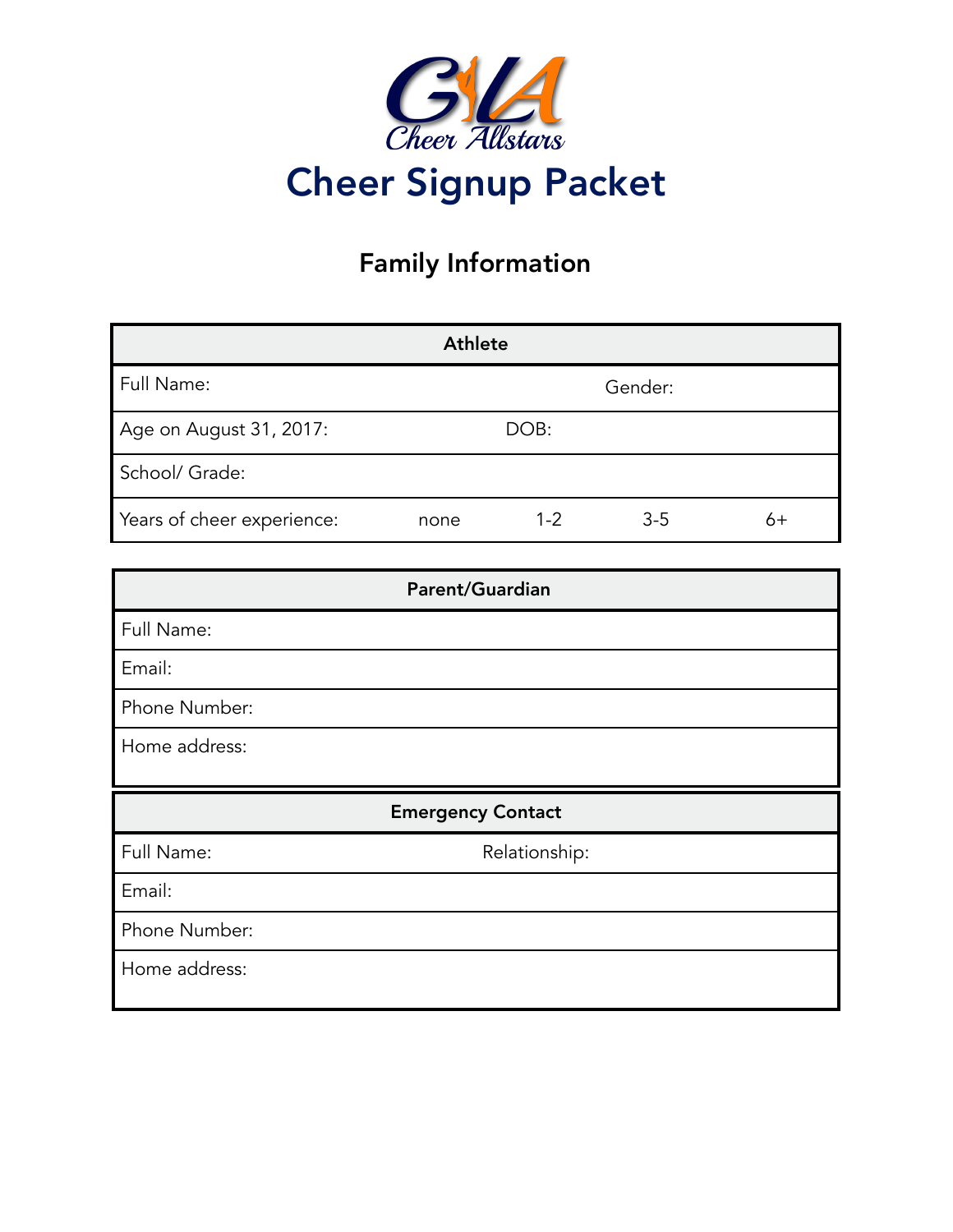GLA Cheer Allstars

# Cheer Signup Packet

## Family Information

| Athlete | | | | |
|---|---|---|---|---|
| Full Name: | | | Gender: | |
| Age on August 31, 2017: | | DOB: | | |
| School/ Grade: | | | | |
| Years of cheer experience: | none | 1-2 | 3-5 | 6+ |

| Parent/Guardian |
|---|
| Full Name: |
| Email: |
| Phone Number: |
| Home address: |

| Emergency Contact | |
|---|---|
| Full Name: | Relationship: |
| Email: | |
| Phone Number: | |
| Home address: | |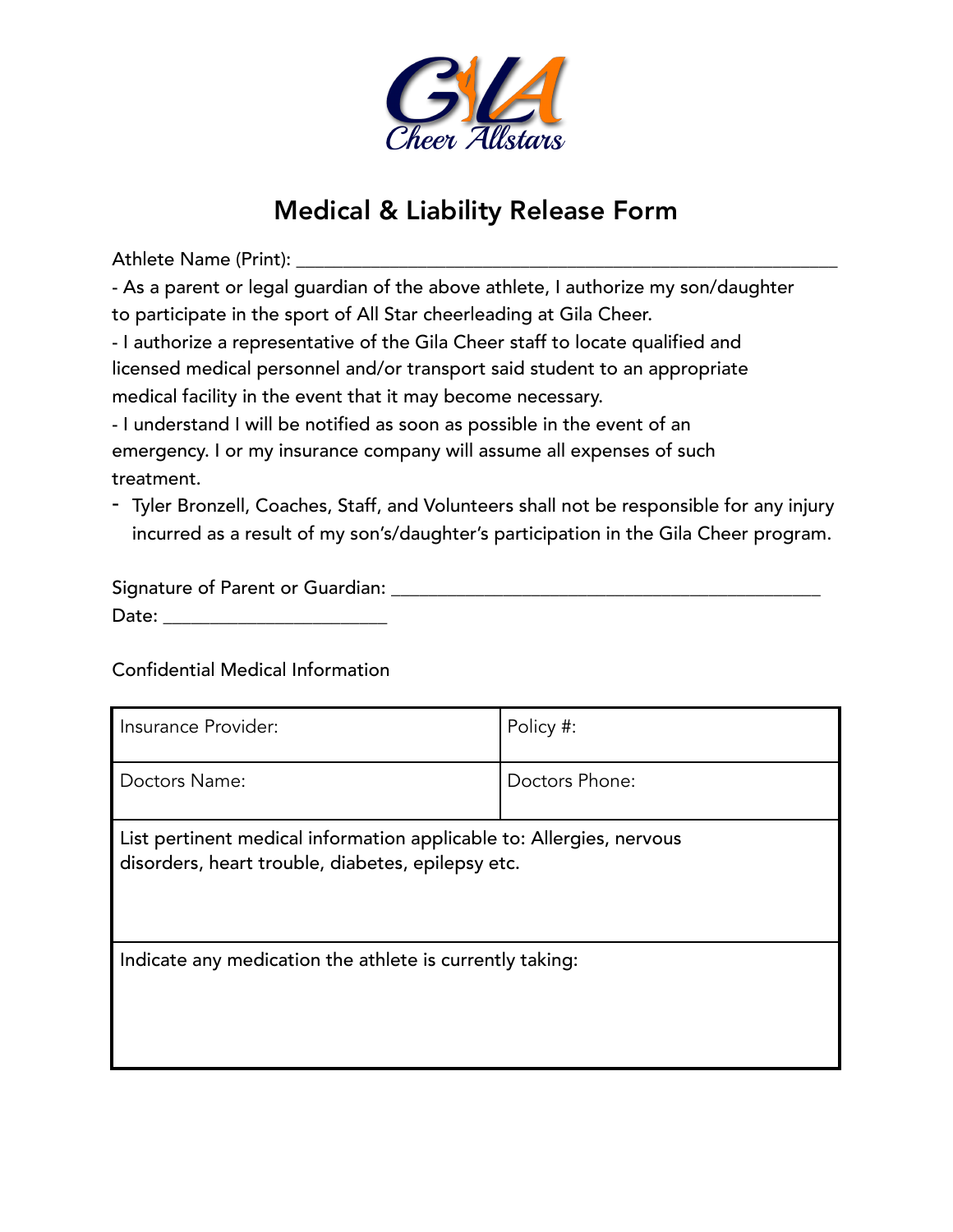# Medical & Liability Release Form

Athlete Name (Print): ___________________________________________________________

- As a parent or legal guardian of the above athlete, I authorize my son/daughter to participate in the sport of All Star cheerleading at Gila Cheer.
- I authorize a representative of the Gila Cheer staff to locate qualified and licensed medical personnel and/or transport said student to an appropriate medical facility in the event that it may become necessary.
- I understand I will be notified as soon as possible in the event of an emergency. I or my insurance company will assume all expenses of such treatment.
- Tyler Bronzell, Coaches, Staff, and Volunteers shall not be responsible for any injury incurred as a result of my son's/daughter's participation in the Gila Cheer program.

Signature of Parent or Guardian: _______________________________________________

Date: _________________________

Confidential Medical Information

| Insurance Provider: | Policy #: |
|---|---|
| Doctors Name: | Doctors Phone: |
| List pertinent medical information applicable to: Allergies, nervous disorders, heart trouble, diabetes, epilepsy etc. | |
| Indicate any medication the athlete is currently taking: | |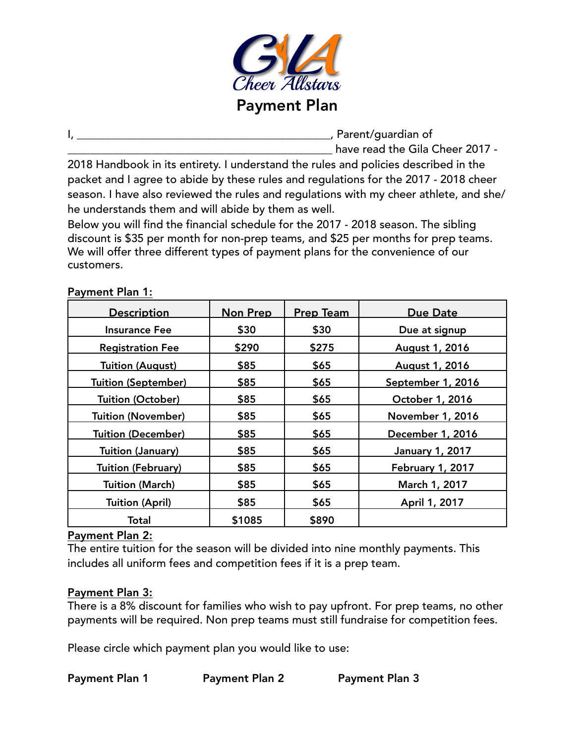# Gila Cheer Allstars

## Payment Plan

I, _____________________________________________, Parent/guardian of _______________________________________________ have read the Gila Cheer 2017 - 2018 Handbook in its entirety. I understand the rules and policies described in the packet and I agree to abide by these rules and regulations for the 2017 - 2018 cheer season. I have also reviewed the rules and regulations with my cheer athlete, and she/he understands them and will abide by them as well.

Below you will find the financial schedule for the 2017 - 2018 season. The sibling discount is $35 per month for non-prep teams, and $25 per months for prep teams. We will offer three different types of payment plans for the convenience of our customers.

**Payment Plan 1:**

| Description | Non Prep | Prep Team | Due Date |
|---|---|---|---|
| Insurance Fee | $30 | $30 | Due at signup |
| Registration Fee | $290 | $275 | August 1, 2016 |
| Tuition (August) | $85 | $65 | August 1, 2016 |
| Tuition (September) | $85 | $65 | September 1, 2016 |
| Tuition (October) | $85 | $65 | October 1, 2016 |
| Tuition (November) | $85 | $65 | November 1, 2016 |
| Tuition (December) | $85 | $65 | December 1, 2016 |
| Tuition (January) | $85 | $65 | January 1, 2017 |
| Tuition (February) | $85 | $65 | February 1, 2017 |
| Tuition (March) | $85 | $65 | March 1, 2017 |
| Tuition (April) | $85 | $65 | April 1, 2017 |
| Total | $1085 | $890 | |

**Payment Plan 2:**

The entire tuition for the season will be divided into nine monthly payments. This includes all uniform fees and competition fees if it is a prep team.

**Payment Plan 3:**

There is a 8% discount for families who wish to pay upfront. For prep teams, no other payments will be required. Non prep teams must still fundraise for competition fees.

Please circle which payment plan you would like to use:

**Payment Plan 1** **Payment Plan 2** **Payment Plan 3**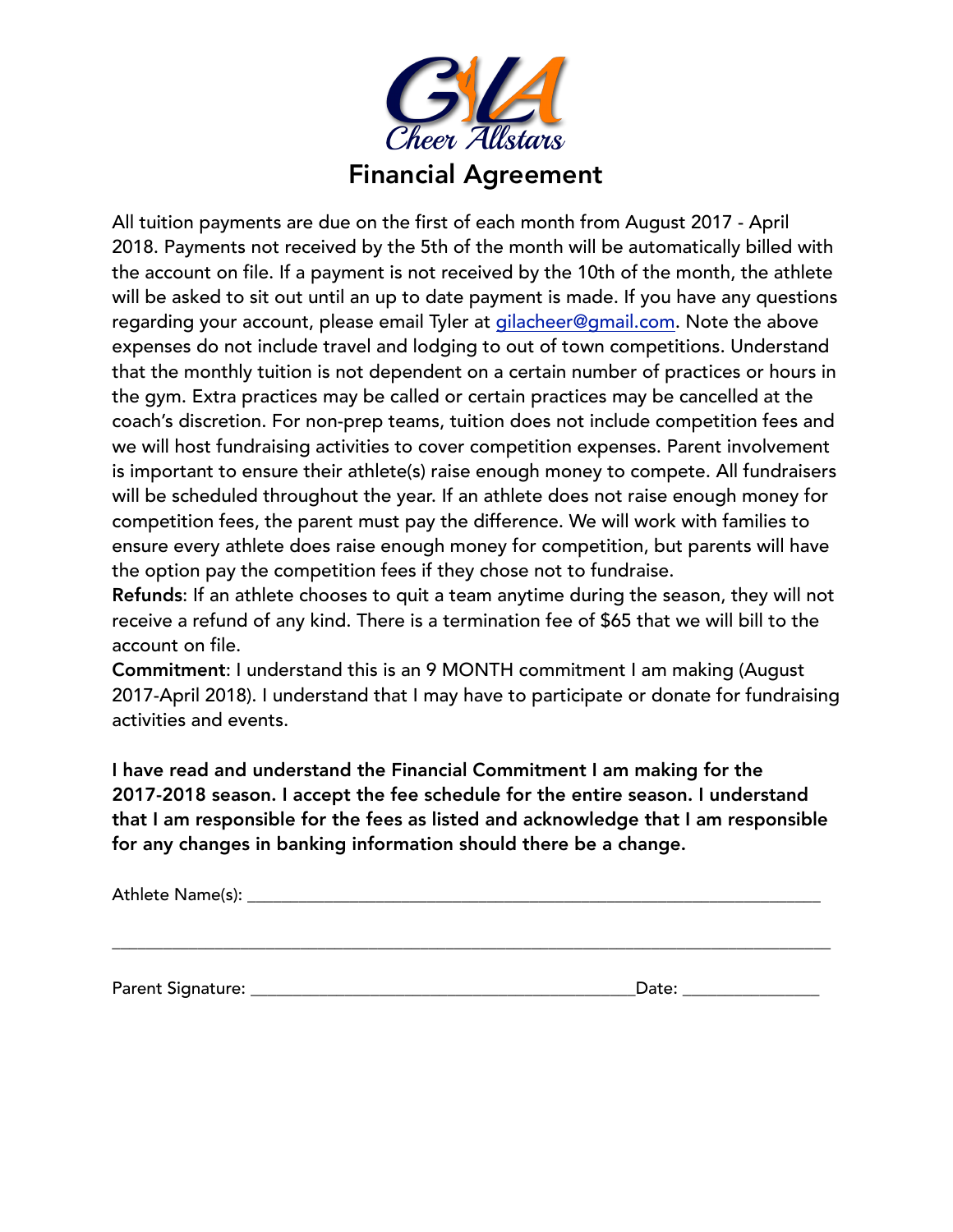GIA Cheer Allstars

# Financial Agreement

All tuition payments are due on the first of each month from August 2017 - April 2018. Payments not received by the 5th of the month will be automatically billed with the account on file. If a payment is not received by the 10th of the month, the athlete will be asked to sit out until an up to date payment is made. If you have any questions regarding your account, please email Tyler at gilacheer@gmail.com. Note the above expenses do not include travel and lodging to out of town competitions. Understand that the monthly tuition is not dependent on a certain number of practices or hours in the gym. Extra practices may be called or certain practices may be cancelled at the coach's discretion. For non-prep teams, tuition does not include competition fees and we will host fundraising activities to cover competition expenses. Parent involvement is important to ensure their athlete(s) raise enough money to compete. All fundraisers will be scheduled throughout the year. If an athlete does not raise enough money for competition fees, the parent must pay the difference. We will work with families to ensure every athlete does raise enough money for competition, but parents will have the option pay the competition fees if they chose not to fundraise.

**Refunds**: If an athlete chooses to quit a team anytime during the season, they will not receive a refund of any kind. There is a termination fee of $65 that we will bill to the account on file.

**Commitment**: I understand this is an 9 MONTH commitment I am making (August 2017-April 2018). I understand that I may have to participate or donate for fundraising activities and events.

**I have read and understand the Financial Commitment I am making for the 2017-2018 season. I accept the fee schedule for the entire season. I understand that I am responsible for the fees as listed and acknowledge that I am responsible for any changes in banking information should there be a change.**

Athlete Name(s): ____________________________________________________________

______________________________________________________________________________

Parent Signature: ________________________________________Date: ______________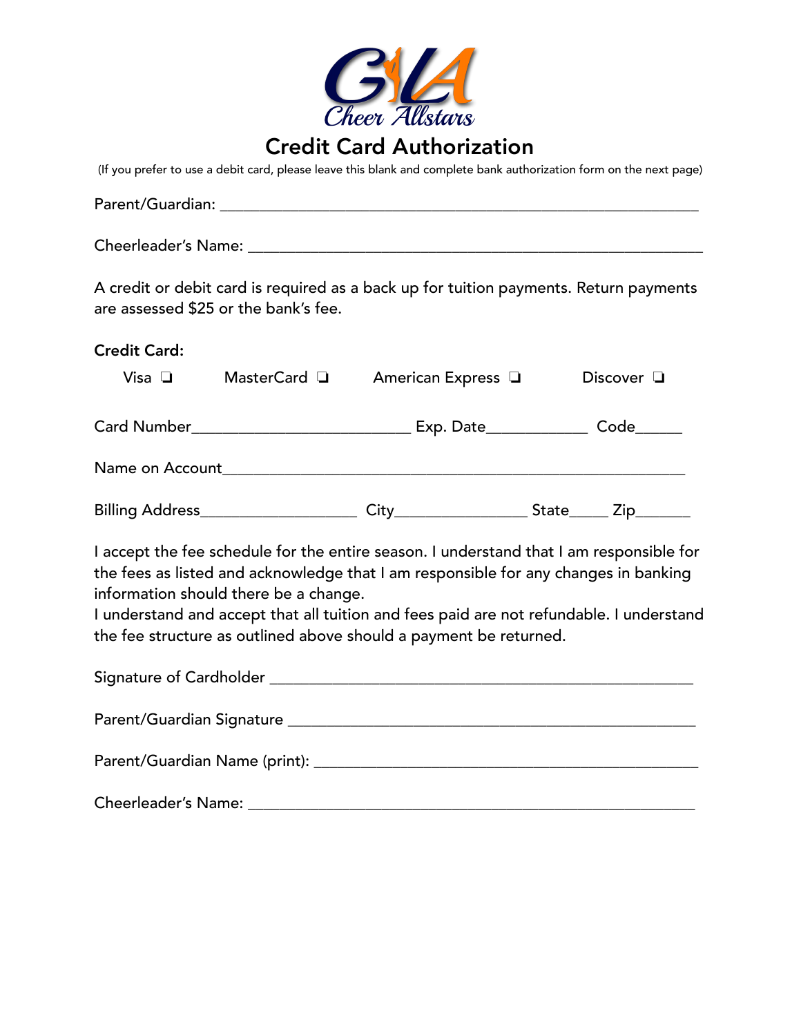GA Cheer Allstars

# Credit Card Authorization

(If you prefer to use a debit card, please leave this blank and complete bank authorization form on the next page)

Parent/Guardian: ____________________________________________________________

Cheerleader's Name: __________________________________________________________

A credit or debit card is required as a back up for tuition payments. Return payments are assessed $25 or the bank's fee.

**Credit Card:**

Visa ❑ MasterCard ❑ American Express ❑ Discover ❑

Card Number____________________________ Exp. Date____________ Code______

Name on Account___________________________________________________________

Billing Address__________________ City_______________ State_____ Zip______

I accept the fee schedule for the entire season. I understand that I am responsible for the fees as listed and acknowledge that I am responsible for any changes in banking information should there be a change.
I understand and accept that all tuition and fees paid are not refundable. I understand the fee structure as outlined above should a payment be returned.

Signature of Cardholder _______________________________________________

Parent/Guardian Signature _____________________________________________

Parent/Guardian Name (print): __________________________________________

Cheerleader's Name: _________________________________________________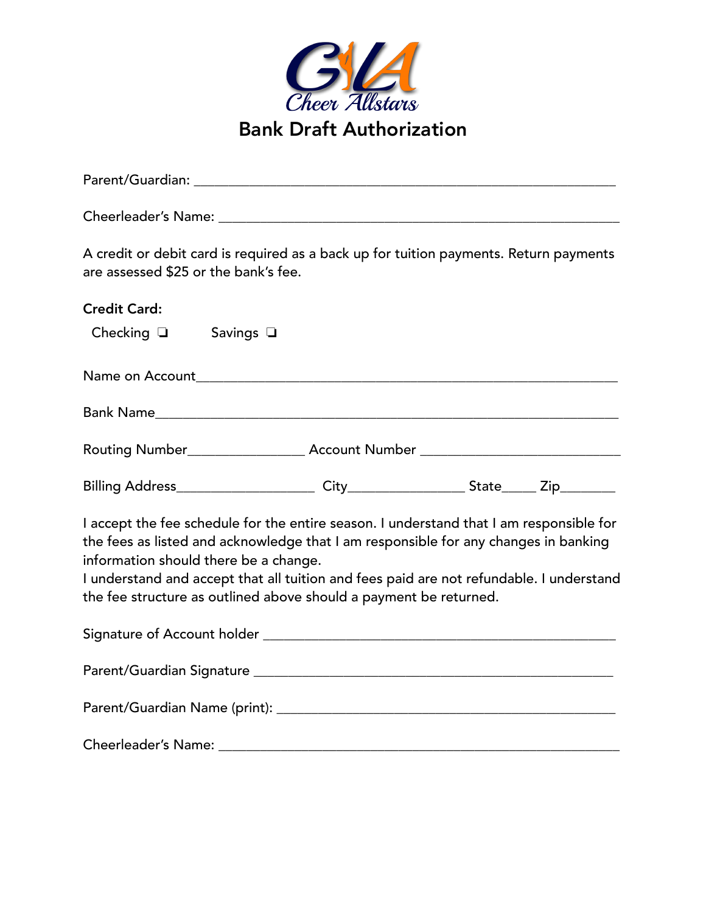GLA
Cheer Allstars

# Bank Draft Authorization

Parent/Guardian: ___________________________________________________________

Cheerleader's Name: _________________________________________________________

A credit or debit card is required as a back up for tuition payments. Return payments are assessed $25 or the bank's fee.

**Credit Card:**

Checking ❑ Savings ❑

Name on Account_____________________________________________________________

Bank Name__________________________________________________________________

Routing Number________________ Account Number ____________________________

Billing Address___________________ City________________ State_____ Zip_______

I accept the fee schedule for the entire season. I understand that I am responsible for the fees as listed and acknowledge that I am responsible for any changes in banking information should there be a change.
I understand and accept that all tuition and fees paid are not refundable. I understand the fee structure as outlined above should a payment be returned.

Signature of Account holder ____________________________________________

Parent/Guardian Signature _____________________________________________

Parent/Guardian Name (print): __________________________________________

Cheerleader's Name: _________________________________________________________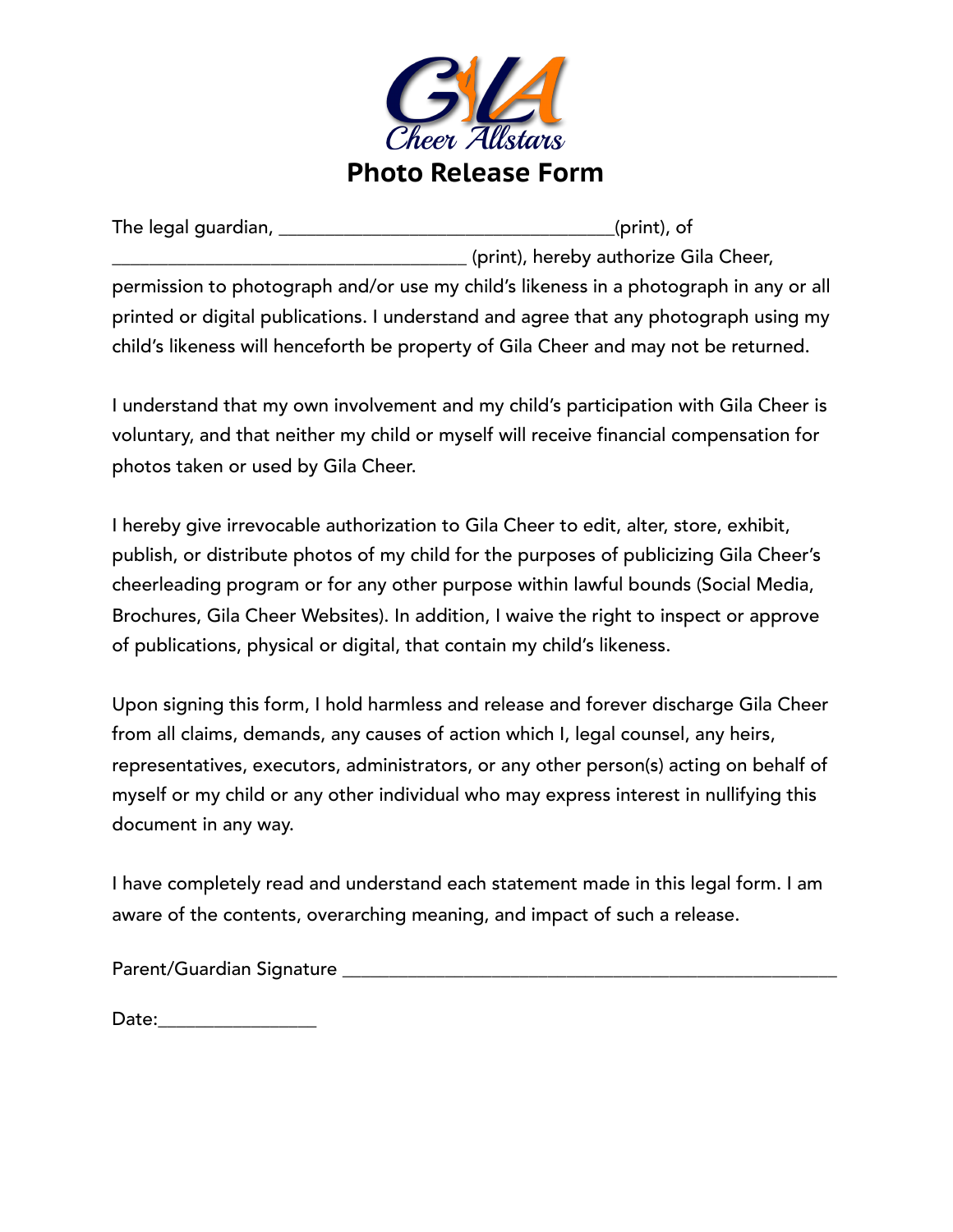GILA Cheer Allstars

# Photo Release Form

The legal guardian, ___________________________________(print), of ____________________________________ (print), hereby authorize Gila Cheer, permission to photograph and/or use my child's likeness in a photograph in any or all printed or digital publications. I understand and agree that any photograph using my child's likeness will henceforth be property of Gila Cheer and may not be returned.

I understand that my own involvement and my child's participation with Gila Cheer is voluntary, and that neither my child or myself will receive financial compensation for photos taken or used by Gila Cheer.

I hereby give irrevocable authorization to Gila Cheer to edit, alter, store, exhibit, publish, or distribute photos of my child for the purposes of publicizing Gila Cheer's cheerleading program or for any other purpose within lawful bounds (Social Media, Brochures, Gila Cheer Websites). In addition, I waive the right to inspect or approve of publications, physical or digital, that contain my child's likeness.

Upon signing this form, I hold harmless and release and forever discharge Gila Cheer from all claims, demands, any causes of action which I, legal counsel, any heirs, representatives, executors, administrators, or any other person(s) acting on behalf of myself or my child or any other individual who may express interest in nullifying this document in any way.

I have completely read and understand each statement made in this legal form. I am aware of the contents, overarching meaning, and impact of such a release.

Parent/Guardian Signature ___________________________________________________

Date:________________